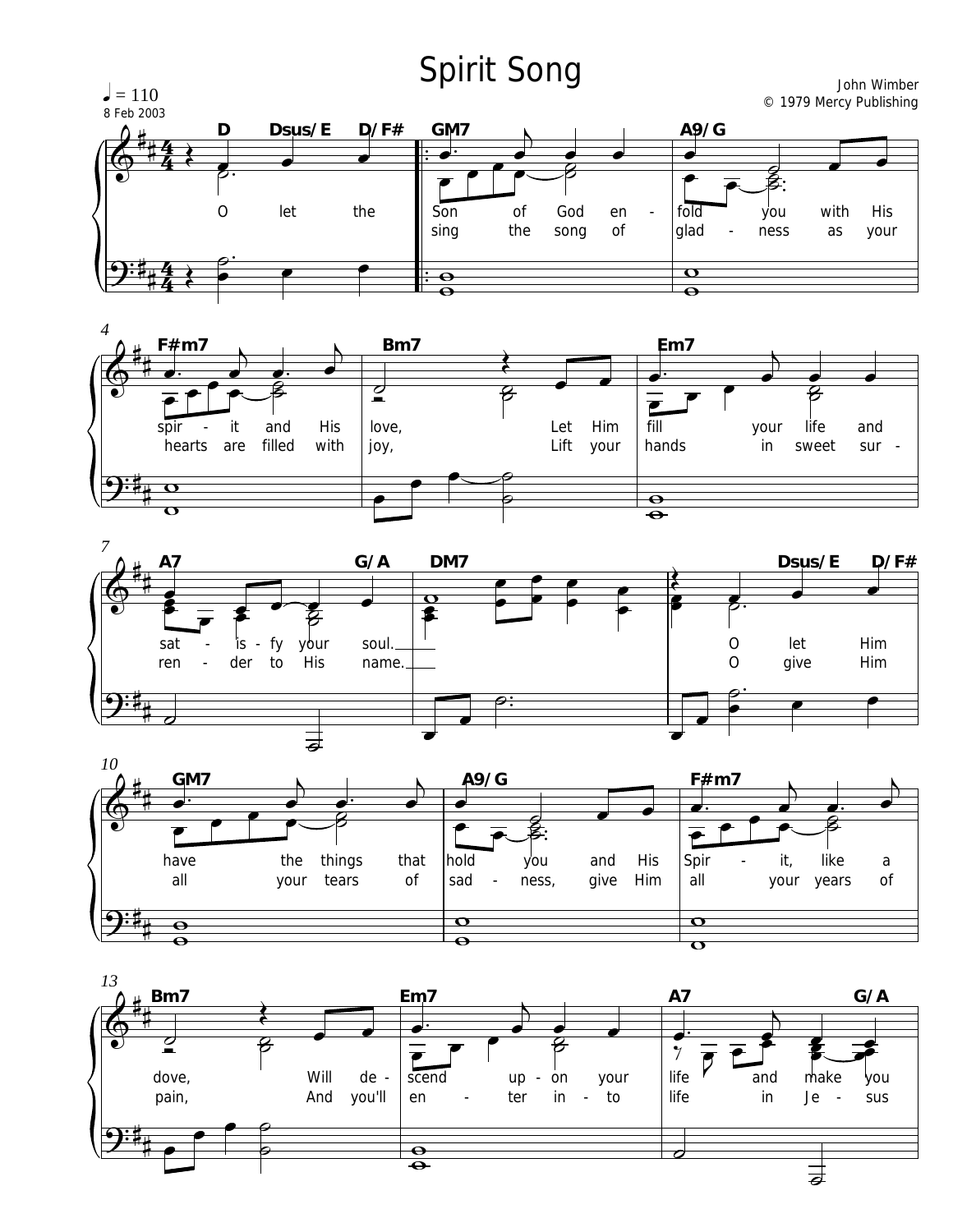# Spirit Song

♩ = 110

8 Feb 2003

John Wimber
© 1979 Mercy Publishing

D Dsus/E D/F# GM7 A9/G F#m7 Bm7 Em7 A7 G/A DM7 Dsus/E D/F# GM7 A9/G F#m7 Bm7 Em7 A7 G/A

O let the
Son of God en - fold you with His spir - it and His love, Let Him fill your life and sat - is - fy your soul.
sing the song of glad - ness as your hearts are filled with joy, Lift your hands in sweet sur - ren - der to His name.

O let Him have the things that hold you and His Spir - it, like a dove, Will de - scend up - on your life and make you
O give Him all your tears of sad - ness, give Him all your years of pain, And you'll en - ter in - to life in Je - sus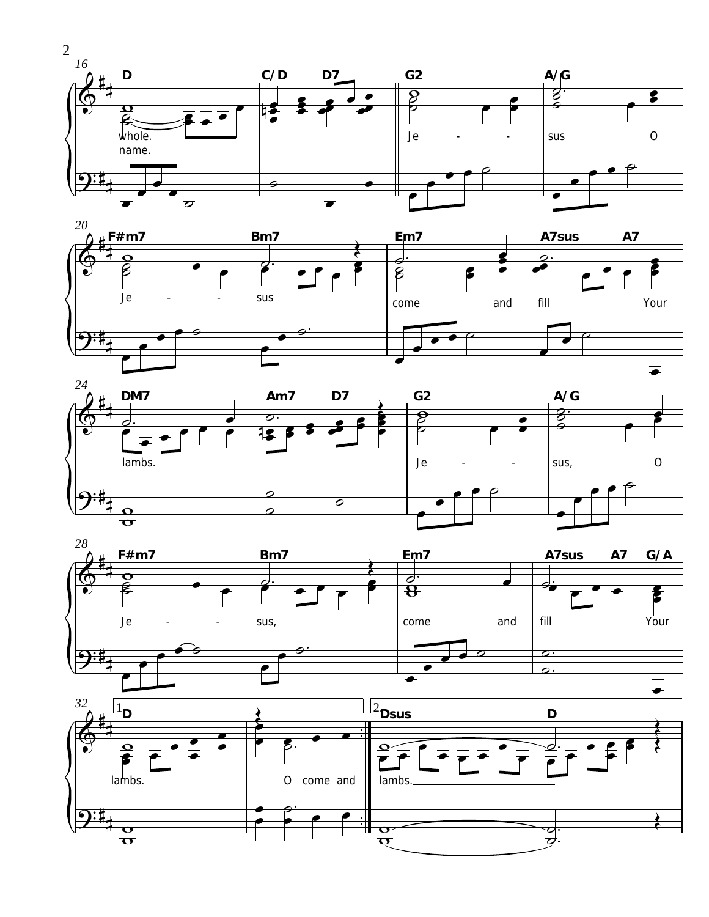16

D C/D D7 G2 A/G

whole. Je - - sus O

name.

20

F#m7 Bm7 Em7 A7sus A7

Je - - sus come and fill Your

24

DM7 Am7 D7 G2 A/G

lambs. Je - - sus, O

28

F#m7 Bm7 Em7 A7sus A7 G/A

Je - - sus, come and fill Your

32

1 D 2 Dsus D

lambs. O come and lambs.